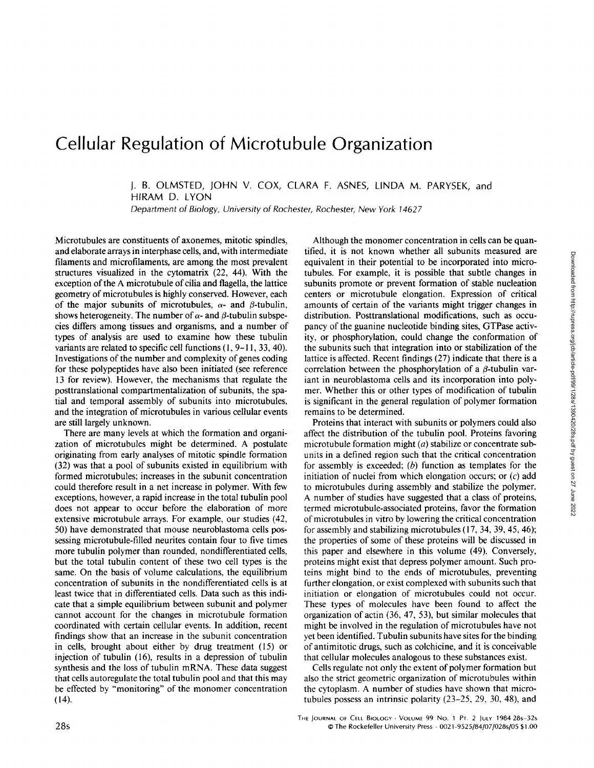# Cellular Regulation of Microtubule Organization

J. B. OLMSTED, JOHN V. COX, CLARA F. ASNES, LINDA M. PARYSEK, and HIRAM D. LYON

*Department of Biology, University of Rochester, Rochester, New York 14627*

Microtubules are constituents of axonemes, mitotic spindles, and elaborate arrays in interphase cells, and, with intermediate filaments and microfilaments, are among the most prevalent structures visualized in the cytomatrix (22, 44). With the exception of the A microtubule of cilia and flagella, the lattice geometry of microtubules is highly conserved. However, each of the major subunits of microtubules, $\alpha$- and $\beta$-tubulin, shows heterogeneity. The number of $\alpha$- and $\beta$-tubulin subspecies differs among tissues and organisms, and a number of types of analysis are used to examine how these tubulin variants are related to specific cell functions (1, 9–11, 33, 40). Investigations of the number and complexity of genes coding for these polypeptides have also been initiated (see reference 13 for review). However, the mechanisms that regulate the posttranslational compartmentalization of subunits, the spatial and temporal assembly of subunits into microtubules, and the integration of microtubules in various cellular events are still largely unknown.

There are many levels at which the formation and organization of microtubules might be determined. A postulate originating from early analyses of mitotic spindle formation (32) was that a pool of subunits existed in equilibrium with formed microtubules; increases in the subunit concentration could therefore result in a net increase in polymer. With few exceptions, however, a rapid increase in the total tubulin pool does not appear to occur before the elaboration of more extensive microtubule arrays. For example, our studies (42, 50) have demonstrated that mouse neuroblastoma cells possessing microtubule-filled neurites contain four to five times more tubulin polymer than rounded, nondifferentiated cells, but the total tubulin content of these two cell types is the same. On the basis of volume calculations, the equilibrium concentration of subunits in the nondifferentiated cells is at least twice that in differentiated cells. Data such as this indicate that a simple equilibrium between subunit and polymer cannot account for the changes in microtubule formation coordinated with certain cellular events. In addition, recent findings show that an increase in the subunit concentration in cells, brought about either by drug treatment (15) or injection of tubulin (16), results in a depression of tubulin synthesis and the loss of tubulin mRNA. These data suggest that cells autoregulate the total tubulin pool and that this may be effected by "monitoring" of the monomer concentration (14).

Although the monomer concentration in cells can be quantified, it is not known whether all subunits measured are equivalent in their potential to be incorporated into microtubules. For example, it is possible that subtle changes in subunits promote or prevent formation of stable nucleation centers or microtubule elongation. Expression of critical amounts of certain of the variants might trigger changes in distribution. Posttranslational modifications, such as occupancy of the guanine nucleotide binding sites, GTPase activity, or phosphorylation, could change the conformation of the subunits such that integration into or stabilization of the lattice is affected. Recent findings (27) indicate that there is a correlation between the phosphorylation of a $\beta$-tubulin variant in neuroblastoma cells and its incorporation into polymer. Whether this or other types of modification of tubulin is significant in the general regulation of polymer formation remains to be determined.

Proteins that interact with subunits or polymers could also affect the distribution of the tubulin pool. Proteins favoring microtubule formation might (*a*) stabilize or concentrate subunits in a defined region such that the critical concentration for assembly is exceeded; (*b*) function as templates for the initiation of nuclei from which elongation occurs; or (*c*) add to microtubules during assembly and stabilize the polymer. A number of studies have suggested that a class of proteins, termed microtubule-associated proteins, favor the formation of microtubules in vitro by lowering the critical concentration for assembly and stabilizing microtubules (17, 34, 39, 45, 46); the properties of some of these proteins will be discussed in this paper and elsewhere in this volume (49). Conversely, proteins might exist that depress polymer amount. Such proteins might bind to the ends of microtubules, preventing further elongation, or exist complexed with subunits such that initiation or elongation of microtubules could not occur. These types of molecules have been found to affect the organization of actin (36, 47, 53), but similar molecules that might be involved in the regulation of microtubules have not yet been identified. Tubulin subunits have sites for the binding of antimitotic drugs, such as colchicine, and it is conceivable that cellular molecules analogous to these substances exist.

Cells regulate not only the extent of polymer formation but also the strict geometric organization of microtubules within the cytoplasm. A number of studies have shown that microtubules possess an intrinsic polarity (23–25, 29, 30, 48), and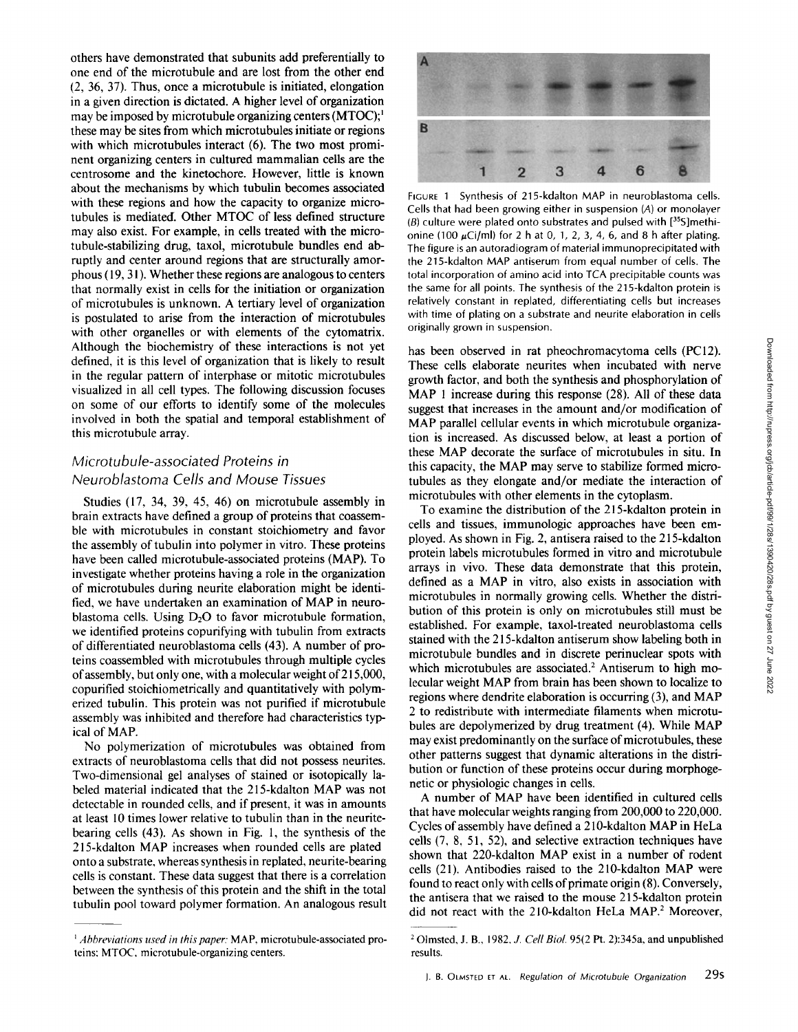others have demonstrated that subunits add preferentially to one end of the microtubule and are lost from the other end (2, 36, 37). Thus, once a microtubule is initiated, elongation in a given direction is dictated. A higher level of organization may be imposed by microtubule organizing centers (MTOC);[1] these may be sites from which microtubules initiate or regions with which microtubules interact (6). The two most prominent organizing centers in cultured mammalian cells are the centrosome and the kinetochore. However, little is known about the mechanisms by which tubulin becomes associated with these regions and how the capacity to organize microtubules is mediated. Other MTOC of less defined structure may also exist. For example, in cells treated with the microtubule-stabilizing drug, taxol, microtubule bundles end abruptly and center around regions that are structurally amorphous (19, 31). Whether these regions are analogous to centers that normally exist in cells for the initiation or organization of microtubules is unknown. A tertiary level of organization is postulated to arise from the interaction of microtubules with other organelles or with elements of the cytomatrix. Although the biochemistry of these interactions is not yet defined, it is this level of organization that is likely to result in the regular pattern of interphase or mitotic microtubules visualized in all cell types. The following discussion focuses on some of our efforts to identify some of the molecules involved in both the spatial and temporal establishment of this microtubule array.

## Microtubule-associated Proteins in Neuroblastoma Cells and Mouse Tissues

Studies (17, 34, 39, 45, 46) on microtubule assembly in brain extracts have defined a group of proteins that coassemble with microtubules in constant stoichiometry and favor the assembly of tubulin into polymer in vitro. These proteins have been called microtubule-associated proteins (MAP). To investigate whether proteins having a role in the organization of microtubules during neurite elaboration might be identified, we have undertaken an examination of MAP in neuroblastoma cells. Using $D_2O$ to favor microtubule formation, we identified proteins copurifying with tubulin from extracts of differentiated neuroblastoma cells (43). A number of proteins coassembled with microtubules through multiple cycles of assembly, but only one, with a molecular weight of 215,000, copurified stoichiometrically and quantitatively with polymerized tubulin. This protein was not purified if microtubule assembly was inhibited and therefore had characteristics typical of MAP.

No polymerization of microtubules was obtained from extracts of neuroblastoma cells that did not possess neurites. Two-dimensional gel analyses of stained or isotopically labeled material indicated that the 215-kdalton MAP was not detectable in rounded cells, and if present, it was in amounts at least 10 times lower relative to tubulin than in the neurite-bearing cells (43). As shown in Fig. 1, the synthesis of the 215-kdalton MAP increases when rounded cells are plated onto a substrate, whereas synthesis in replated, neurite-bearing cells is constant. These data suggest that there is a correlation between the synthesis of this protein and the shift in the total tubulin pool toward polymer formation. An analogous result

FIGURE 1 Synthesis of 215-kdalton MAP in neuroblastoma cells. Cells that had been growing either in suspension (A) or monolayer (B) culture were plated onto substrates and pulsed with [$^{35}$S]methionine (100 $\mu$Ci/ml) for 2 h at 0, 1, 2, 3, 4, 6, and 8 h after plating. The figure is an autoradiogram of material immunoprecipitated with the 215-kdalton MAP antiserum from equal number of cells. The total incorporation of amino acid into TCA precipitable counts was the same for all points. The synthesis of the 215-kdalton protein is relatively constant in replated, differentiating cells but increases with time of plating on a substrate and neurite elaboration in cells originally grown in suspension.

has been observed in rat pheochromacytoma cells (PC12). These cells elaborate neurites when incubated with nerve growth factor, and both the synthesis and phosphorylation of MAP 1 increase during this response (28). All of these data suggest that increases in the amount and/or modification of MAP parallel cellular events in which microtubule organization is increased. As discussed below, at least a portion of these MAP decorate the surface of microtubules in situ. In this capacity, the MAP may serve to stabilize formed microtubules as they elongate and/or mediate the interaction of microtubules with other elements in the cytoplasm.

To examine the distribution of the 215-kdalton protein in cells and tissues, immunologic approaches have been employed. As shown in Fig. 2, antisera raised to the 215-kdalton protein labels microtubules formed in vitro and microtubule arrays in vivo. These data demonstrate that this protein, defined as a MAP in vitro, also exists in association with microtubules in normally growing cells. Whether the distribution of this protein is only on microtubules still must be established. For example, taxol-treated neuroblastoma cells stained with the 215-kdalton antiserum show labeling both in microtubule bundles and in discrete perinuclear spots with which microtubules are associated.[2] Antiserum to high molecular weight MAP from brain has been shown to localize to regions where dendrite elaboration is occurring (3), and MAP 2 to redistribute with intermediate filaments when microtubules are depolymerized by drug treatment (4). While MAP may exist predominantly on the surface of microtubules, these other patterns suggest that dynamic alterations in the distribution or function of these proteins occur during morphogenetic or physiologic changes in cells.

A number of MAP have been identified in cultured cells that have molecular weights ranging from 200,000 to 220,000. Cycles of assembly have defined a 210-kdalton MAP in HeLa cells (7, 8, 51, 52), and selective extraction techniques have shown that 220-kdalton MAP exist in a number of rodent cells (21). Antibodies raised to the 210-kdalton MAP were found to react only with cells of primate origin (8). Conversely, the antisera that we raised to the mouse 215-kdalton protein did not react with the 210-kdalton HeLa MAP.[2] Moreover,

[1] *Abbreviations used in this paper:* MAP, microtubule-associated proteins; MTOC, microtubule-organizing centers.

[2] Olmsted, J. B., 1982, *J. Cell Biol.* 95(2 Pt. 2):345a, and unpublished results.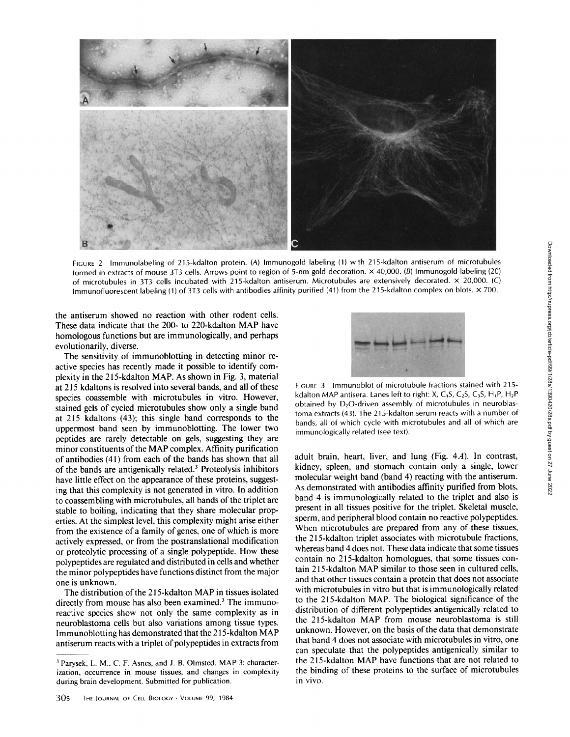FIGURE 2 Immunolabeling of 215-kdalton protein. (A) Immunogold labeling (1) with 215-kdalton antiserum of microtubules formed in extracts of mouse 3T3 cells. Arrows point to region of 5-nm gold decoration. × 40,000. (B) Immunogold labeling (20) of microtubules in 3T3 cells incubated with 215-kdalton antiserum. Microtubules are extensively decorated. × 20,000. (C) Immunofluorescent labeling (1) of 3T3 cells with antibodies affinity purified (41) from the 215-kdalton complex on blots. × 700.

the antiserum showed no reaction with other rodent cells. These data indicate that the 200- to 220-kdalton MAP have homologous functions but are immunologically, and perhaps evolutionarily, diverse.

The sensitivity of immunoblotting in detecting minor reactive species has recently made it possible to identify complexity in the 215-kdalton MAP. As shown in Fig. 3, material at 215 kdaltons is resolved into several bands, and all of these species coassemble with microtubules in vitro. However, stained gels of cycled microtubules show only a single band at 215 kdaltons (43); this single band corresponds to the uppermost band seen by immunoblotting. The lower two peptides are rarely detectable on gels, suggesting they are minor constituents of the MAP complex. Affinity purification of antibodies (41) from each of the bands has shown that all of the bands are antigenically related.[3] Proteolysis inhibitors have little effect on the appearance of these proteins, suggesting that this complexity is not generated in vitro. In addition to coassembling with microtubules, all bands of the triplet are stable to boiling, indicating that they share molecular properties. At the simplest level, this complexity might arise either from the existence of a family of genes, one of which is more actively expressed, or from the postranslational modification or proteolytic processing of a single polypeptide. How these polypeptides are regulated and distributed in cells and whether the minor polypeptides have functions distinct from the major one is unknown.

The distribution of the 215-kdalton MAP in tissues isolated directly from mouse has also been examined.[3] The immunoreactive species show not only the same complexity as in neuroblastoma cells but also variations among tissue types. Immunoblotting has demonstrated that the 215-kdalton MAP antiserum reacts with a triplet of polypeptides in extracts from adult brain, heart, liver, and lung (Fig. 4*A*). In contrast, kidney, spleen, and stomach contain only a single, lower molecular weight band (band 4) reacting with the antiserum. As demonstrated with antibodies affinity purified from blots, band 4 is immunologically related to the triplet and also is present in all tissues positive for the triplet. Skeletal muscle, sperm, and peripheral blood contain no reactive polypeptides. When microtubules are prepared from any of these tissues, the 215-kdalton triplet associates with microtubule fractions, whereas band 4 does not. These data indicate that some tissues contain no 215-kdalton homologues, that some tissues contain 215-kdalton MAP similar to those seen in cultured cells, and that other tissues contain a protein that does not associate with microtubules in vitro but that is immunologically related to the 215-kdalton MAP. The biological significance of the distribution of different polypeptides antigenically related to the 215-kdalton MAP from mouse neuroblastoma is still unknown. However, on the basis of the data that demonstrate that band 4 does not associate with microtubules in vitro, one can speculate that the polypeptides antigenically similar to the 215-kdalton MAP have functions that are not related to the binding of these proteins to the surface of microtubules in vivo.

FIGURE 3 Immunoblot of microtubule fractions stained with 215-kdalton MAP antisera. Lanes left to right: X, $C_1S$, $C_2S$, $C_3S$, $H_1P$, $H_2P$ obtained by $D_2O$-driven assembly of microtubules in neuroblastoma extracts (43). The 215-kdalton serum reacts with a number of bands, all of which cycle with microtubules and all of which are immunologically related (see text).

[3] Parysek, L. M., C. F. Asnes, and J. B. Olmsted. MAP 3: characterization, occurrence in mouse tissues, and changes in complexity during brain development. Submitted for publication.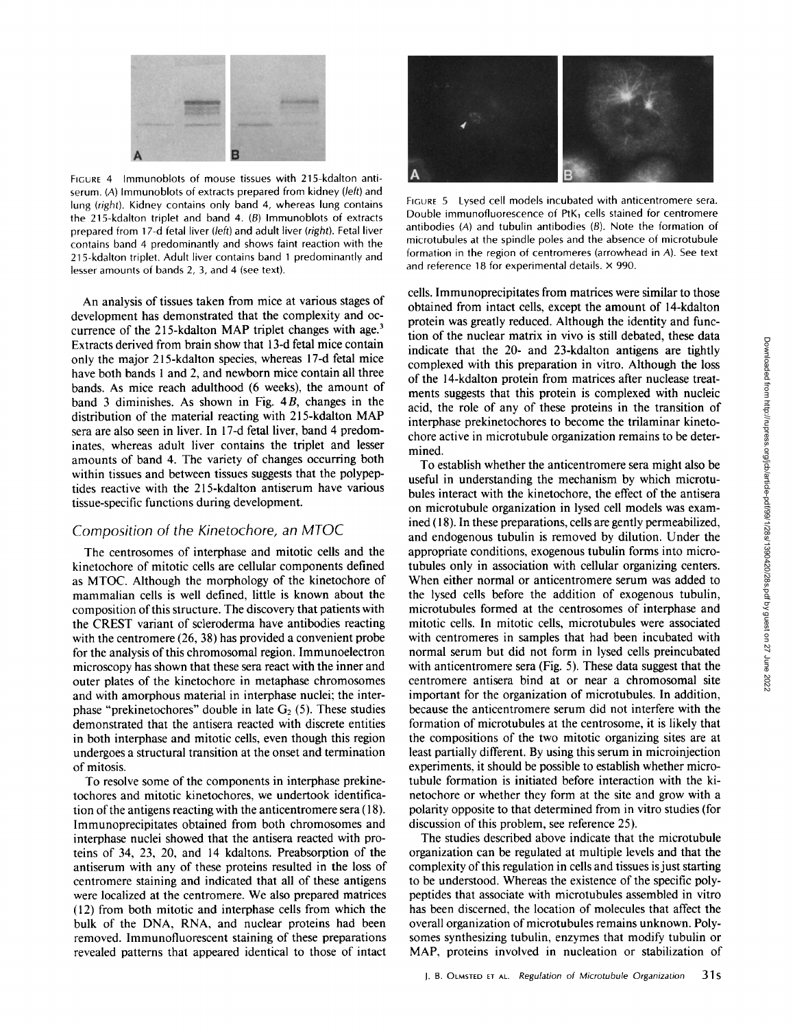FIGURE 4 Immunoblots of mouse tissues with 215-kdalton antiserum. (*A*) Immunoblots of extracts prepared from kidney (*left*) and lung (*right*). Kidney contains only band 4, whereas lung contains the 215-kdalton triplet and band 4. (*B*) Immunoblots of extracts prepared from 17-d fetal liver (*left*) and adult liver (*right*). Fetal liver contains band 4 predominantly and shows faint reaction with the 215-kdalton triplet. Adult liver contains band 1 predominantly and lesser amounts of bands 2, 3, and 4 (see text).

FIGURE 5 Lysed cell models incubated with anticentromere sera. Double immunofluorescence of $PtK_1$ cells stained for centromere antibodies (*A*) and tubulin antibodies (*B*). Note the formation of microtubules at the spindle poles and the absence of microtubule formation in the region of centromeres (arrowhead in *A*). See text and reference 18 for experimental details. × 990.

An analysis of tissues taken from mice at various stages of development has demonstrated that the complexity and occurrence of the 215-kdalton MAP triplet changes with age.[3] Extracts derived from brain show that 13-d fetal mice contain only the major 215-kdalton species, whereas 17-d fetal mice have both bands 1 and 2, and newborn mice contain all three bands. As mice reach adulthood (6 weeks), the amount of band 3 diminishes. As shown in Fig. 4*B*, changes in the distribution of the material reacting with 215-kdalton MAP sera are also seen in liver. In 17-d fetal liver, band 4 predominates, whereas adult liver contains the triplet and lesser amounts of band 4. The variety of changes occurring both within tissues and between tissues suggests that the polypeptides reactive with the 215-kdalton antiserum have various tissue-specific functions during development.

## Composition of the Kinetochore, an MTOC

The centrosomes of interphase and mitotic cells and the kinetochore of mitotic cells are cellular components defined as MTOC. Although the morphology of the kinetochore of mammalian cells is well defined, little is known about the composition of this structure. The discovery that patients with the CREST variant of scleroderma have antibodies reacting with the centromere (26, 38) has provided a convenient probe for the analysis of this chromosomal region. Immunoelectron microscopy has shown that these sera react with the inner and outer plates of the kinetochore in metaphase chromosomes and with amorphous material in interphase nuclei; the interphase "prekinetochores" double in late $G_2$ (5). These studies demonstrated that the antisera reacted with discrete entities in both interphase and mitotic cells, even though this region undergoes a structural transition at the onset and termination of mitosis.

To resolve some of the components in interphase prekinetochores and mitotic kinetochores, we undertook identification of the antigens reacting with the anticentromere sera (18). Immunoprecipitates obtained from both chromosomes and interphase nuclei showed that the antisera reacted with proteins of 34, 23, 20, and 14 kdaltons. Preabsorption of the antiserum with any of these proteins resulted in the loss of centromere staining and indicated that all of these antigens were localized at the centromere. We also prepared matrices (12) from both mitotic and interphase cells from which the bulk of the DNA, RNA, and nuclear proteins had been removed. Immunofluorescent staining of these preparations revealed patterns that appeared identical to those of intact cells. Immunoprecipitates from matrices were similar to those obtained from intact cells, except the amount of 14-kdalton protein was greatly reduced. Although the identity and function of the nuclear matrix in vivo is still debated, these data indicate that the 20- and 23-kdalton antigens are tightly complexed with this preparation in vitro. Although the loss of the 14-kdalton protein from matrices after nuclease treatments suggests that this protein is complexed with nucleic acid, the role of any of these proteins in the transition of interphase prekinetochores to become the trilaminar kinetochore active in microtubule organization remains to be determined.

To establish whether the anticentromere sera might also be useful in understanding the mechanism by which microtubules interact with the kinetochore, the effect of the antisera on microtubule organization in lysed cell models was examined (18). In these preparations, cells are gently permeabilized, and endogenous tubulin is removed by dilution. Under the appropriate conditions, exogenous tubulin forms into microtubules only in association with cellular organizing centers. When either normal or anticentromere serum was added to the lysed cells before the addition of exogenous tubulin, microtubules formed at the centrosomes of interphase and mitotic cells. In mitotic cells, microtubules were associated with centromeres in samples that had been incubated with normal serum but did not form in lysed cells preincubated with anticentromere sera (Fig. 5). These data suggest that the centromere antisera bind at or near a chromosomal site important for the organization of microtubules. In addition, because the anticentromere serum did not interfere with the formation of microtubules at the centrosome, it is likely that the compositions of the two mitotic organizing sites are at least partially different. By using this serum in microinjection experiments, it should be possible to establish whether microtubule formation is initiated before interaction with the kinetochore or whether they form at the site and grow with a polarity opposite to that determined from in vitro studies (for discussion of this problem, see reference 25).

The studies described above indicate that the microtubule organization can be regulated at multiple levels and that the complexity of this regulation in cells and tissues is just starting to be understood. Whereas the existence of the specific polypeptides that associate with microtubules assembled in vitro has been discerned, the location of molecules that affect the overall organization of microtubules remains unknown. Polysomes synthesizing tubulin, enzymes that modify tubulin or MAP, proteins involved in nucleation or stabilization of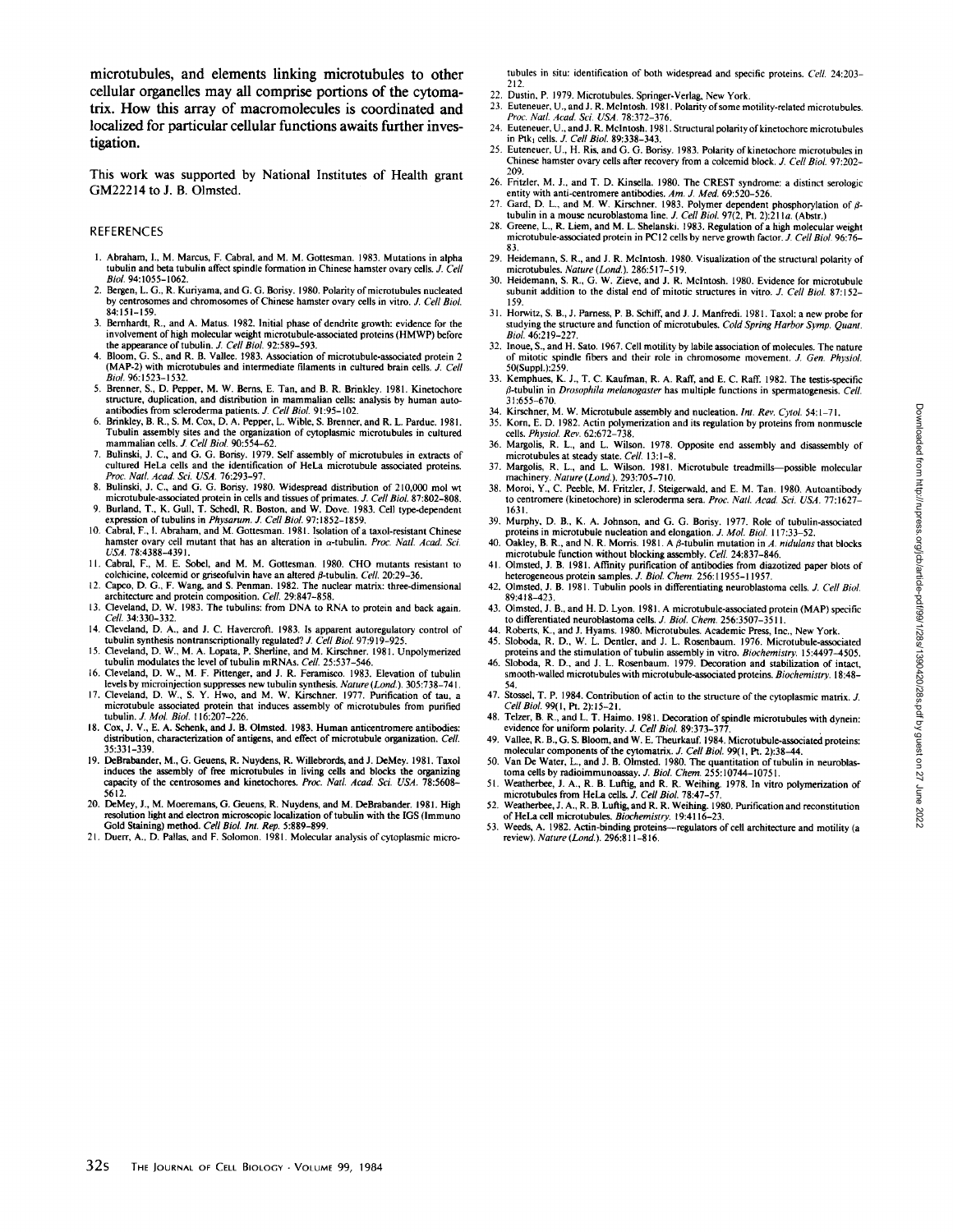microtubules, and elements linking microtubules to other cellular organelles may all comprise portions of the cytomatrix. How this array of macromolecules is coordinated and localized for particular cellular functions awaits further investigation.

This work was supported by National Institutes of Health grant GM22214 to J. B. Olmsted.

## REFERENCES

1. Abraham, I., M. Marcus, F. Cabral, and M. M. Gottesman. 1983. Mutations in alpha tubulin and beta tubulin affect spindle formation in Chinese hamster ovary cells. *J. Cell Biol.* 94:1055–1062.
2. Bergen, L. G., R. Kuriyama, and G. G. Borisy. 1980. Polarity of microtubules nucleated by centrosomes and chromosomes of Chinese hamster ovary cells in vitro. *J. Cell Biol.* 84:151–159.
3. Bernhardt, R., and A. Matus. 1982. Initial phase of dendrite growth: evidence for the involvement of high molecular weight microtubule-associated proteins (HMWP) before the appearance of tubulin. *J. Cell Biol.* 92:589–593.
4. Bloom, G. S., and R. B. Vallee. 1983. Association of microtubule-associated protein 2 (MAP-2) with microtubules and intermediate filaments in cultured brain cells. *J. Cell Biol.* 96:1523–1532.
5. Brenner, S., D. Pepper, M. W. Berns, E. Tan, and B. R. Brinkley. 1981. Kinetochore structure, duplication, and distribution in mammalian cells: analysis by human autoantibodies from scleroderma patients. *J. Cell Biol.* 91:95–102.
6. Brinkley, B. R., S. M. Cox, D. A. Pepper, L. Wible, S. Brenner, and R. L. Pardue. 1981. Tubulin assembly sites and the organization of cytoplasmic microtubules in cultured mammalian cells. *J. Cell Biol.* 90:554–62.
7. Bulinski, J. C., and G. G. Borisy. 1979. Self assembly of microtubules in extracts of cultured HeLa cells and the identification of HeLa microtubule associated proteins. *Proc. Natl. Acad. Sci. USA.* 76:293–97.
8. Bulinski, J. C., and G. G. Borisy. 1980. Widespread distribution of 210,000 mol wt microtubule-associated protein in cells and tissues of primates. *J. Cell Biol.* 87:802–808.
9. Burland, T., K. Gull, T. Schedl, R. Boston, and W. Dove. 1983. Cell type-dependent expression of tubulins in *Physarum*. *J. Cell Biol.* 97:1852–1859.
10. Cabral, F., I. Abraham, and M. Gottesman. 1981. Isolation of a taxol-resistant Chinese hamster ovary cell mutant that has an alteration in α-tubulin. *Proc. Natl. Acad. Sci. USA.* 78:4388–4391.
11. Cabral, F., M. E. Sobel, and M. M. Gottesman. 1980. CHO mutants resistant to colchicine, colcemid or griseofulvin have an altered β-tubulin. *Cell.* 20:29–36.
12. Capco, D. G., F. Wang, and S. Penman. 1982. The nuclear matrix: three-dimensional architecture and protein composition. *Cell.* 29:847–858.
13. Cleveland, D. W. 1983. The tubulins: from DNA to RNA to protein and back again. *Cell.* 34:330–332.
14. Cleveland, D. A., and J. C. Havercroft. 1983. Is apparent autoregulatory control of tubulin synthesis nontranscriptionally regulated? *J. Cell Biol.* 97:919–925.
15. Cleveland, D. W., M. A. Lopata, P. Sherline, and M. Kirschner. 1981. Unpolymerized tubulin modulates the level of tubulin mRNAs. *Cell.* 25:537–546.
16. Cleveland, D. W., M. F. Pittenger, and J. R. Feramisco. 1983. Elevation of tubulin levels by microinjection suppresses new tubulin synthesis. *Nature (Lond.).* 305:738–741.
17. Cleveland, D. W., S. Y. Hwo, and M. W. Kirschner. 1977. Purification of tau, a microtubule associated protein that induces assembly of microtubules from purified tubulin. *J. Mol. Biol.* 116:207–226.
18. Cox, J. V., E. A. Schenk, and J. B. Olmsted. 1983. Human anticentromere antibodies: distribution, characterization of antigens, and effect of microtubule organization. *Cell.* 35:331–339.
19. DeBrabander, M., G. Geuens, R. Nuydens, R. Willebrords, and J. DeMey. 1981. Taxol induces the assembly of free microtubules in living cells and blocks the organizing capacity of the centrosomes and kinetochores. *Proc. Natl. Acad. Sci. USA.* 78:5608–5612.
20. DeMey, J., M. Moeremans, G. Geuens, R. Nuydens, and M. DeBrabander. 1981. High resolution light and electron microscopic localization of tubulin with the IGS (Immuno Gold Staining) method. *Cell Biol. Int. Rep.* 5:889–899.
21. Duerr, A., D. Pallas, and F. Solomon. 1981. Molecular analysis of cytoplasmic microtubules in situ: identification of both widespread and specific proteins. *Cell.* 24:203–212.
22. Dustin, P. 1979. Microtubules. Springer-Verlag, New York.
23. Euteneuer, U., and J. R. McIntosh. 1981. Polarity of some motility-related microtubules. *Proc. Natl. Acad. Sci. USA.* 78:372–376.
24. Euteneuer, U., and J. R. McIntosh. 1981. Structural polarity of kinetochore microtubules in Ptk₁ cells. *J. Cell Biol.* 89:338–343.
25. Euteneuer, U., H. Ris, and G. G. Borisy. 1983. Polarity of kinetochore microtubules in Chinese hamster ovary cells after recovery from a colcemid block. *J. Cell Biol.* 97:202–209.
26. Fritzler, M. J., and T. D. Kinsella. 1980. The CREST syndrome: a distinct serologic entity with anti-centromere antibodies. *Am. J. Med.* 69:520–526.
27. Gard, D. L., and M. W. Kirschner. 1983. Polymer dependent phosphorylation of β-tubulin in a mouse neuroblastoma line. *J. Cell Biol.* 97(2, Pt. 2):211*a*. (Abstr.)
28. Greene, L., R. Liem, and M. L. Shelanski. 1983. Regulation of a high molecular weight microtubule-associated protein in PC12 cells by nerve growth factor. *J. Cell Biol.* 96:76–83.
29. Heidemann, S. R., and J. R. McIntosh. 1980. Visualization of the structural polarity of microtubules. *Nature (Lond.).* 286:517–519.
30. Heidemann, S. R., G. W. Zieve, and J. R. McIntosh. 1980. Evidence for microtubule subunit addition to the distal end of mitotic structures in vitro. *J. Cell Biol.* 87:152–159.
31. Horwitz, S. B., J. Parness, P. B. Schiff, and J. J. Manfredi. 1981. Taxol: a new probe for studying the structure and function of microtubules. *Cold Spring Harbor Symp. Quant. Biol.* 46:219–227.
32. Inoue, S., and H. Sato. 1967. Cell motility by labile association of molecules. The nature of mitotic spindle fibers and their role in chromosome movement. *J. Gen. Physiol.* 50(Suppl.):259.
33. Kemphues, K. J., T. C. Kaufman, R. A. Raff, and E. C. Raff. 1982. The testis-specific β-tubulin in *Drosophila melanogaster* has multiple functions in spermatogenesis. *Cell.* 31:655–670.
34. Kirschner, M. W. Microtubule assembly and nucleation. *Int. Rev. Cytol.* 54:1–71.
35. Korn, E. D. 1982. Actin polymerization and its regulation by proteins from nonmuscle cells. *Physiol. Rev.* 62:672–738.
36. Margolis, R. L., and L. Wilson. 1978. Opposite end assembly and disassembly of microtubules at steady state. *Cell.* 13:1–8.
37. Margolis, R. L., and L. Wilson. 1981. Microtubule treadmills—possible molecular machinery. *Nature (Lond.).* 293:705–710.
38. Moroi, Y., C. Peeble, M. Fritzler, J. Steigerwald, and E. M. Tan. 1980. Autoantibody to centromere (kinetochore) in scleroderma sera. *Proc. Natl. Acad. Sci. USA.* 77:1627–1631.
39. Murphy, D. B., K. A. Johnson, and G. G. Borisy. 1977. Role of tubulin-associated proteins in microtubule nucleation and elongation. *J. Mol. Biol.* 117:33–52.
40. Oakley, B. R., and N. R. Morris. 1981. A β-tubulin mutation in *A. nidulans* that blocks microtubule function without blocking assembly. *Cell.* 24:837–846.
41. Olmsted, J. B. 1981. Affinity purification of antibodies from diazotized paper blots of heterogeneous protein samples. *J. Biol. Chem.* 256:11955–11957.
42. Olmsted, J. B. 1981. Tubulin pools in differentiating neuroblastoma cells. *J. Cell Biol.* 89:418–423.
43. Olmsted, J. B., and H. D. Lyon. 1981. A microtubule-associated protein (MAP) specific to differentiated neuroblastoma cells. *J. Biol. Chem.* 256:3507–3511.
44. Roberts, K., and J. Hyams. 1980. Microtubules. Academic Press, Inc., New York.
45. Sloboda, R. D., W. L. Dentler, and J. L. Rosenbaum. 1976. Microtubule-associated proteins and the stimulation of tubulin assembly in vitro. *Biochemistry.* 15:4497–4505.
46. Sloboda, R. D., and J. L. Rosenbaum. 1979. Decoration and stabilization of intact, smooth-walled microtubules with microtubule-associated proteins. *Biochemistry.* 18:48–54.
47. Stossel, T. P. 1984. Contribution of actin to the structure of the cytoplasmic matrix. *J. Cell Biol.* 99(1, Pt. 2):15–21.
48. Telzer, B. R., and L. T. Haimo. 1981. Decoration of spindle microtubules with dynein: evidence for uniform polarity. *J. Cell Biol.* 89:373–377.
49. Vallee, R. B., G. S. Bloom, and W. E. Theurkauf. 1984. Microtubule-associated proteins: molecular components of the cytomatrix. *J. Cell Biol.* 99(1, Pt. 2):38–44.
50. Van De Water, L., and J. B. Olmsted. 1980. The quantitation of tubulin in neuroblastoma cells by radioimmunoassay. *J. Biol. Chem.* 255:10744–10751.
51. Weatherbee, J. A., R. B. Luftig, and R. R. Weihing. 1978. In vitro polymerization of microtubules from HeLa cells. *J. Cell Biol.* 78:47–57.
52. Weatherbee, J. A., R. B. Luftig, and R. R. Weihing. 1980. Purification and reconstitution of HeLa cell microtubules. *Biochemistry.* 19:4116–23.
53. Weeds, A. 1982. Actin-binding proteins—regulators of cell architecture and motility (a review). *Nature (Lond.).* 296:811–816.